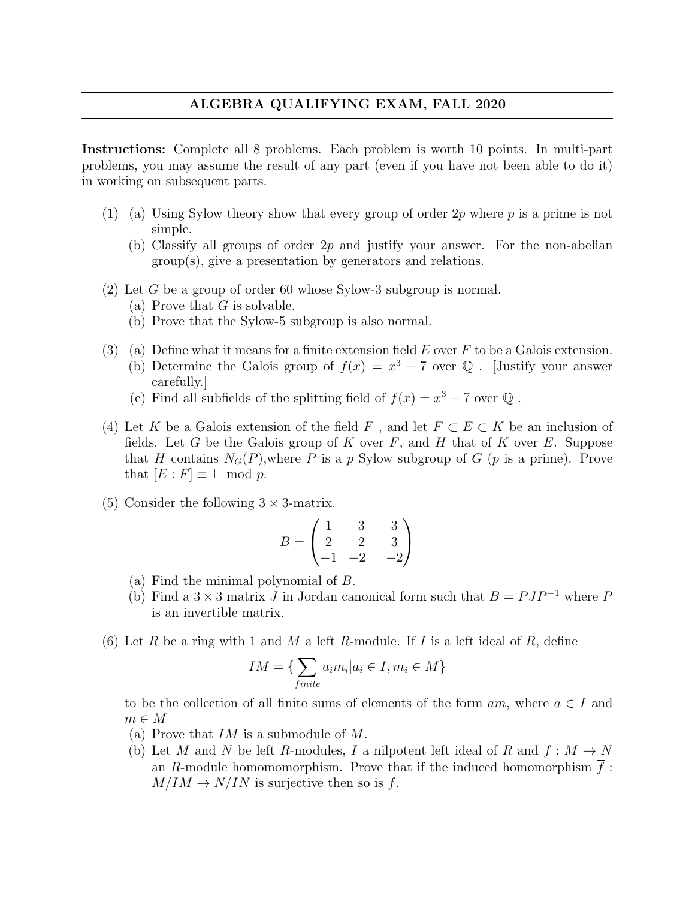# ALGEBRA QUALIFYING EXAM, FALL 2020

**Instructions:** Complete all 8 problems. Each problem is worth 10 points. In multi-part problems, you may assume the result of any part (even if you have not been able to do it) in working on subsequent parts.

(1) (a) Using Sylow theory show that every group of order $2p$ where $p$ is a prime is not simple.

(b) Classify all groups of order $2p$ and justify your answer. For the non-abelian group(s), give a presentation by generators and relations.

(2) Let $G$ be a group of order 60 whose Sylow-3 subgroup is normal.

(a) Prove that $G$ is solvable.

(b) Prove that the Sylow-5 subgroup is also normal.

(3) (a) Define what it means for a finite extension field $E$ over $F$ to be a Galois extension.

(b) Determine the Galois group of $f(x) = x^3 - 7$ over $\mathbb{Q}$ . [Justify your answer carefully.]

(c) Find all subfields of the splitting field of $f(x) = x^3 - 7$ over $\mathbb{Q}$ .

(4) Let $K$ be a Galois extension of the field $F$ , and let $F \subset E \subset K$ be an inclusion of fields. Let $G$ be the Galois group of $K$ over $F$, and $H$ that of $K$ over $E$. Suppose that $H$ contains $N_G(P)$,where $P$ is a $p$ Sylow subgroup of $G$ ($p$ is a prime). Prove that $[E : F] \equiv 1 \mod p$.

(5) Consider the following $3 \times 3$-matrix.

$$B = \begin{pmatrix} 1 & 3 & 3 \\ 2 & 2 & 3 \\ -1 & -2 & -2 \end{pmatrix}$$

(a) Find the minimal polynomial of $B$.

(b) Find a $3 \times 3$ matrix $J$ in Jordan canonical form such that $B = PJP^{-1}$ where $P$ is an invertible matrix.

(6) Let $R$ be a ring with 1 and $M$ a left $R$-module. If $I$ is a left ideal of $R$, define

$$IM = \{ \sum_{finite} a_i m_i | a_i \in I, m_i \in M \}$$

to be the collection of all finite sums of elements of the form $am$, where $a \in I$ and $m \in M$

(a) Prove that $IM$ is a submodule of $M$.

(b) Let $M$ and $N$ be left $R$-modules, $I$ a nilpotent left ideal of $R$ and $f : M \to N$ an $R$-module homomomorphism. Prove that if the induced homomorphism $\overline{f} : M/IM \to N/IN$ is surjective then so is $f$.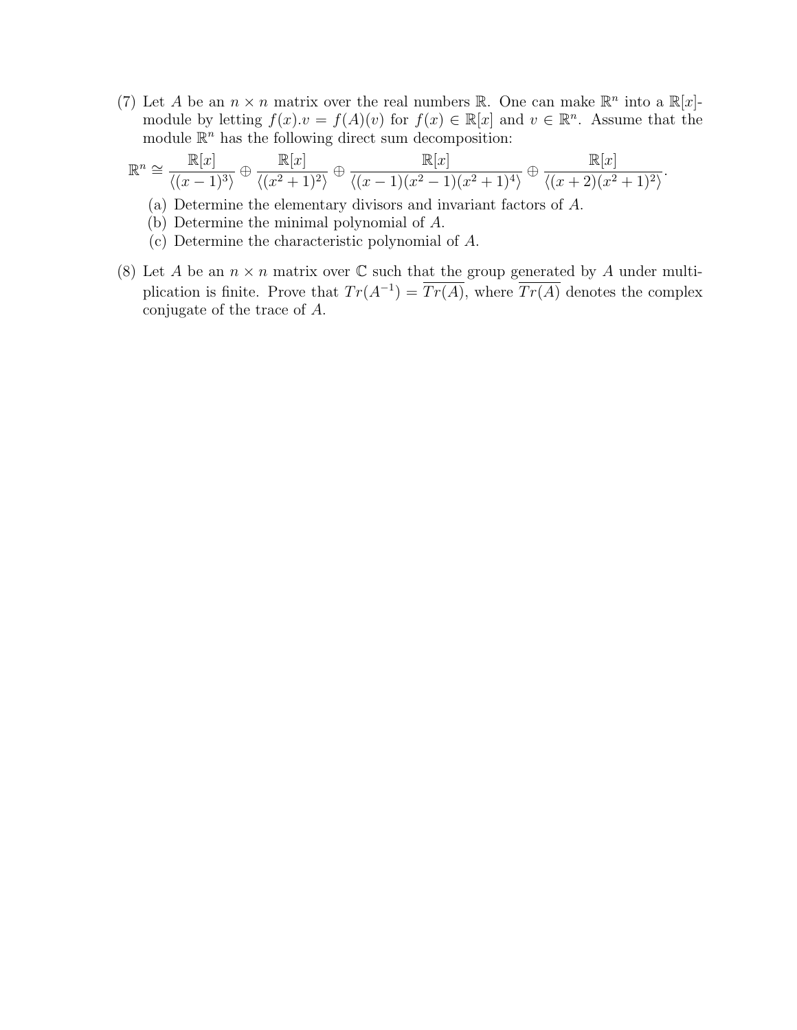(7) Let $A$ be an $n \times n$ matrix over the real numbers $\mathbb{R}$. One can make $\mathbb{R}^n$ into a $\mathbb{R}[x]$-module by letting $f(x).v = f(A)(v)$ for $f(x) \in \mathbb{R}[x]$ and $v \in \mathbb{R}^n$. Assume that the module $\mathbb{R}^n$ has the following direct sum decomposition:

$$\mathbb{R}^n \cong \frac{\mathbb{R}[x]}{\langle (x-1)^3 \rangle} \oplus \frac{\mathbb{R}[x]}{\langle (x^2+1)^2 \rangle} \oplus \frac{\mathbb{R}[x]}{\langle (x-1)(x^2-1)(x^2+1)^4 \rangle} \oplus \frac{\mathbb{R}[x]}{\langle (x+2)(x^2+1)^2 \rangle}.$$

(a) Determine the elementary divisors and invariant factors of $A$.

(b) Determine the minimal polynomial of $A$.

(c) Determine the characteristic polynomial of $A$.

(8) Let $A$ be an $n \times n$ matrix over $\mathbb{C}$ such that the group generated by $A$ under multiplication is finite. Prove that $Tr(A^{-1}) = \overline{Tr(A)}$, where $\overline{Tr(A)}$ denotes the complex conjugate of the trace of $A$.